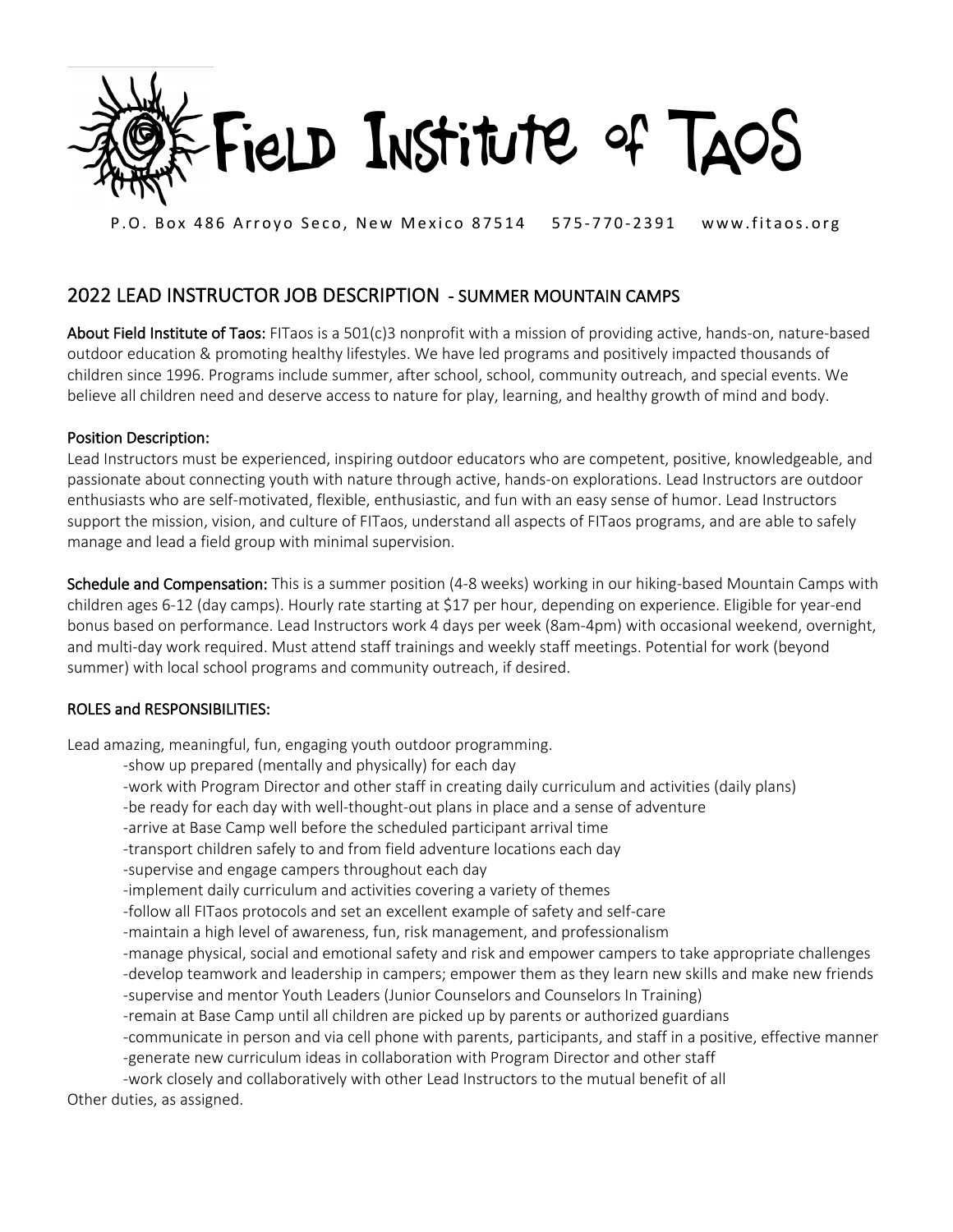# Field Institute of Taos

P.O. Box 486 Arroyo Seco, New Mexico 87514   575-770-2391   www.fitaos.org

## 2022 LEAD INSTRUCTOR JOB DESCRIPTION - SUMMER MOUNTAIN CAMPS

**About Field Institute of Taos:** FITaos is a 501(c)3 nonprofit with a mission of providing active, hands-on, nature-based outdoor education & promoting healthy lifestyles. We have led programs and positively impacted thousands of children since 1996. Programs include summer, after school, school, community outreach, and special events. We believe all children need and deserve access to nature for play, learning, and healthy growth of mind and body.

**Position Description:**
Lead Instructors must be experienced, inspiring outdoor educators who are competent, positive, knowledgeable, and passionate about connecting youth with nature through active, hands-on explorations. Lead Instructors are outdoor enthusiasts who are self-motivated, flexible, enthusiastic, and fun with an easy sense of humor. Lead Instructors support the mission, vision, and culture of FITaos, understand all aspects of FITaos programs, and are able to safely manage and lead a field group with minimal supervision.

**Schedule and Compensation:** This is a summer position (4-8 weeks) working in our hiking-based Mountain Camps with children ages 6-12 (day camps). Hourly rate starting at $17 per hour, depending on experience. Eligible for year-end bonus based on performance. Lead Instructors work 4 days per week (8am-4pm) with occasional weekend, overnight, and multi-day work required. Must attend staff trainings and weekly staff meetings. Potential for work (beyond summer) with local school programs and community outreach, if desired.

**ROLES and RESPONSIBILITIES:**

Lead amazing, meaningful, fun, engaging youth outdoor programming.

- show up prepared (mentally and physically) for each day
- work with Program Director and other staff in creating daily curriculum and activities (daily plans)
- be ready for each day with well-thought-out plans in place and a sense of adventure
- arrive at Base Camp well before the scheduled participant arrival time
- transport children safely to and from field adventure locations each day
- supervise and engage campers throughout each day
- implement daily curriculum and activities covering a variety of themes
- follow all FITaos protocols and set an excellent example of safety and self-care
- maintain a high level of awareness, fun, risk management, and professionalism
- manage physical, social and emotional safety and risk and empower campers to take appropriate challenges
- develop teamwork and leadership in campers; empower them as they learn new skills and make new friends
- supervise and mentor Youth Leaders (Junior Counselors and Counselors In Training)
- remain at Base Camp until all children are picked up by parents or authorized guardians
- communicate in person and via cell phone with parents, participants, and staff in a positive, effective manner
- generate new curriculum ideas in collaboration with Program Director and other staff
- work closely and collaboratively with other Lead Instructors to the mutual benefit of all

Other duties, as assigned.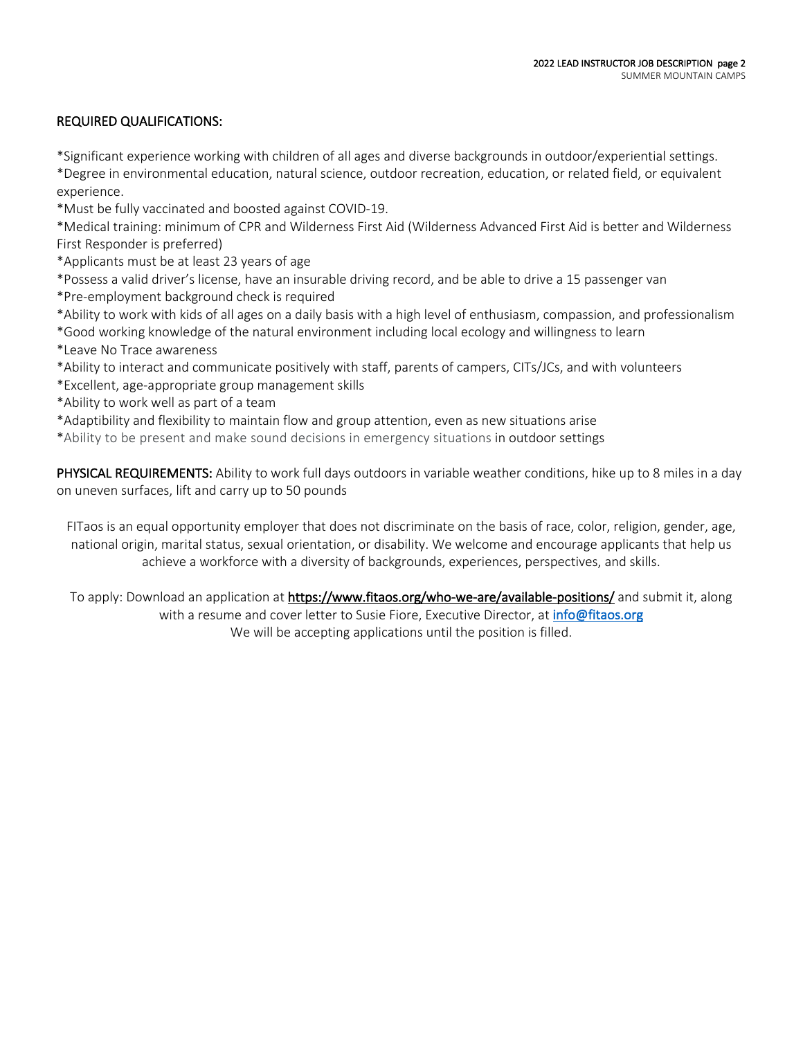## REQUIRED QUALIFICATIONS:

*Significant experience working with children of all ages and diverse backgrounds in outdoor/experiential settings.
*Degree in environmental education, natural science, outdoor recreation, education, or related field, or equivalent experience.
*Must be fully vaccinated and boosted against COVID-19.
*Medical training: minimum of CPR and Wilderness First Aid (Wilderness Advanced First Aid is better and Wilderness First Responder is preferred)
*Applicants must be at least 23 years of age
*Possess a valid driver's license, have an insurable driving record, and be able to drive a 15 passenger van
*Pre-employment background check is required
*Ability to work with kids of all ages on a daily basis with a high level of enthusiasm, compassion, and professionalism
*Good working knowledge of the natural environment including local ecology and willingness to learn
*Leave No Trace awareness
*Ability to interact and communicate positively with staff, parents of campers, CITs/JCs, and with volunteers
*Excellent, age-appropriate group management skills
*Ability to work well as part of a team
*Adaptibility and flexibility to maintain flow and group attention, even as new situations arise
*Ability to be present and make sound decisions in emergency situations in outdoor settings

**PHYSICAL REQUIREMENTS:** Ability to work full days outdoors in variable weather conditions, hike up to 8 miles in a day on uneven surfaces, lift and carry up to 50 pounds

FITaos is an equal opportunity employer that does not discriminate on the basis of race, color, religion, gender, age, national origin, marital status, sexual orientation, or disability. We welcome and encourage applicants that help us achieve a workforce with a diversity of backgrounds, experiences, perspectives, and skills.

To apply: Download an application at **https://www.fitaos.org/who-we-are/available-positions/** and submit it, along with a resume and cover letter to Susie Fiore, Executive Director, at info@fitaos.org
We will be accepting applications until the position is filled.